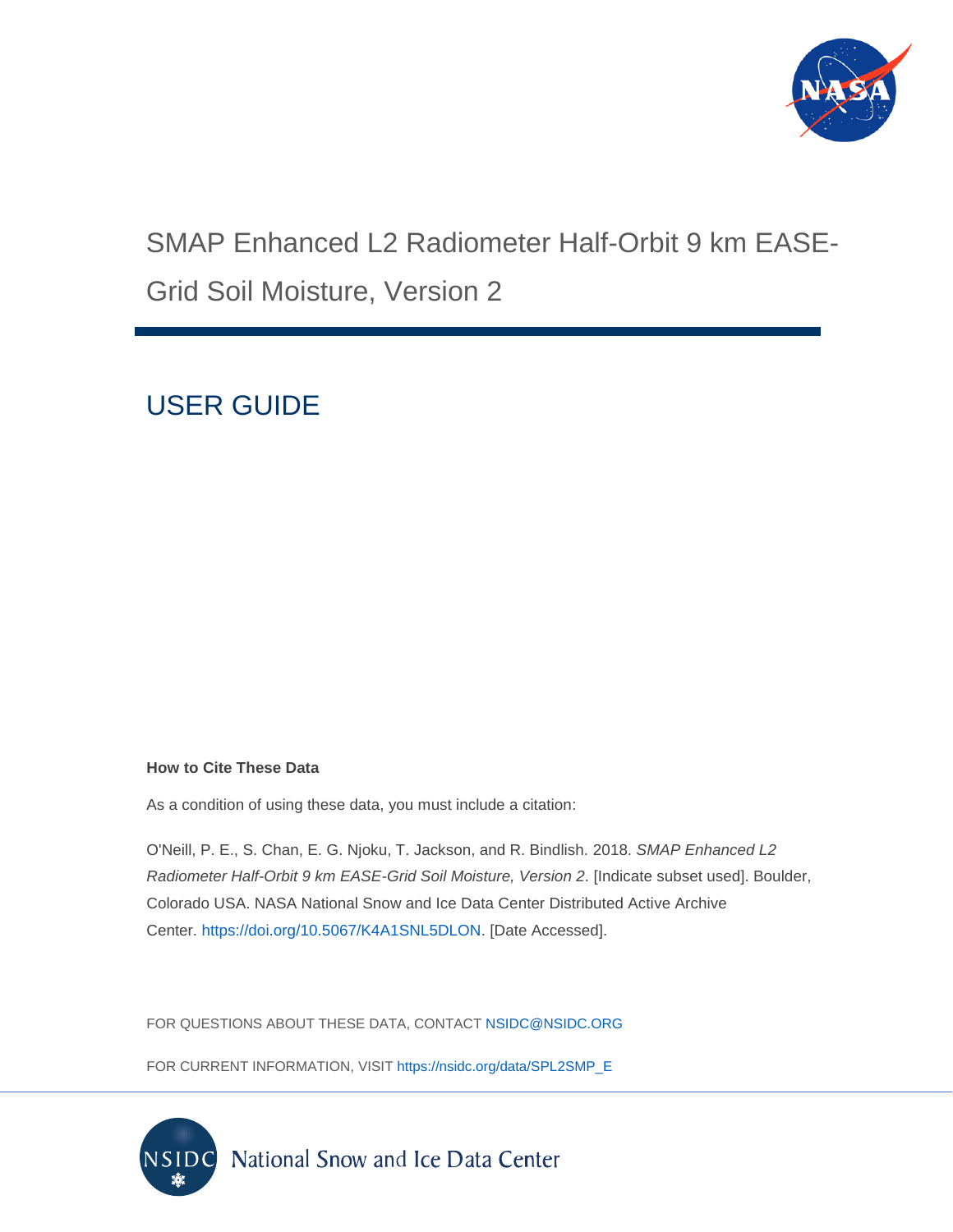# SMAP Enhanced L2 Radiometer Half-Orbit 9 km EASE-Grid Soil Moisture, Version 2

## USER GUIDE

**How to Cite These Data**

As a condition of using these data, you must include a citation:

O'Neill, P. E., S. Chan, E. G. Njoku, T. Jackson, and R. Bindlish. 2018. *SMAP Enhanced L2 Radiometer Half-Orbit 9 km EASE-Grid Soil Moisture, Version 2*. [Indicate subset used]. Boulder, Colorado USA. NASA National Snow and Ice Data Center Distributed Active Archive Center. https://doi.org/10.5067/K4A1SNL5DLON. [Date Accessed].

FOR QUESTIONS ABOUT THESE DATA, CONTACT NSIDC@NSIDC.ORG

FOR CURRENT INFORMATION, VISIT https://nsidc.org/data/SPL2SMP_E

National Snow and Ice Data Center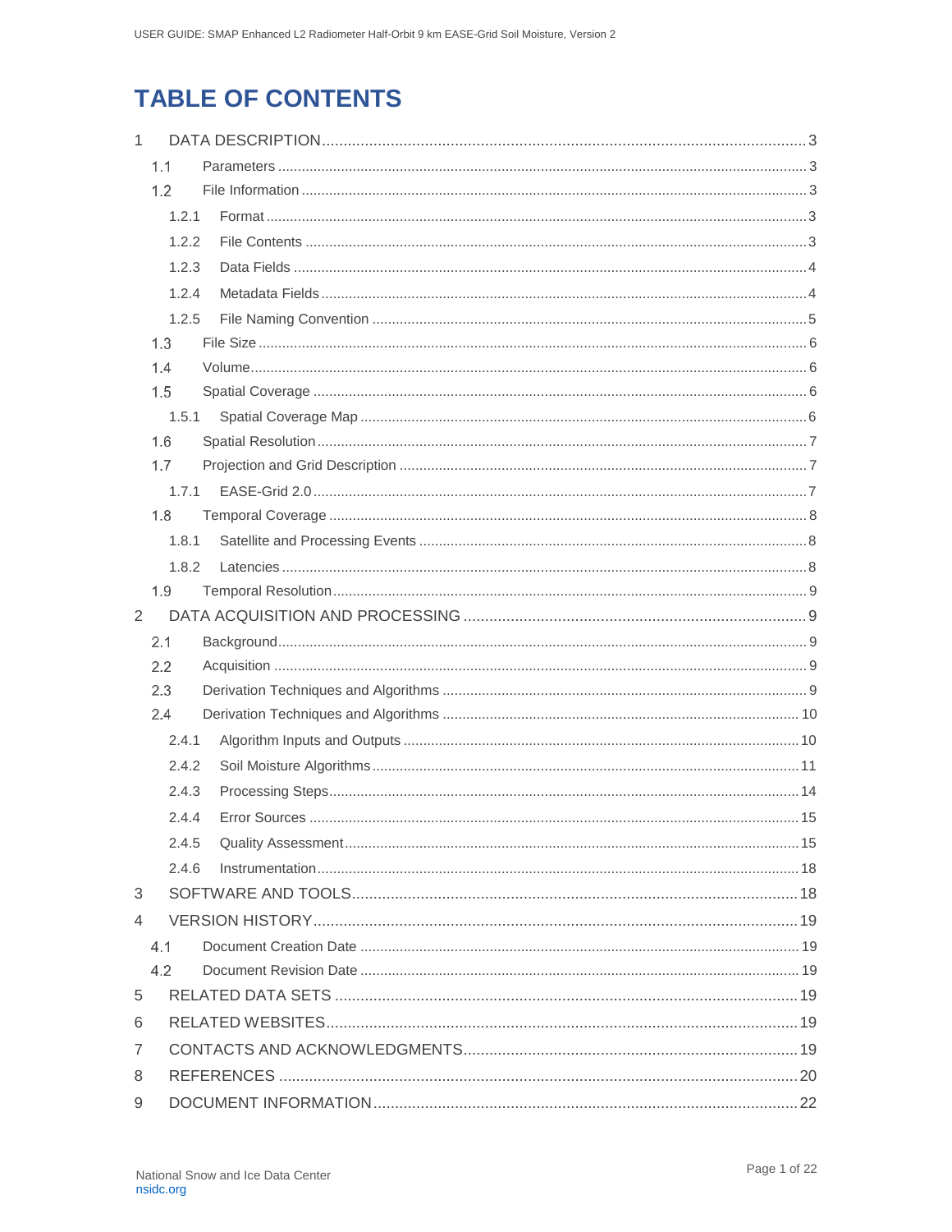# TABLE OF CONTENTS

1 DATA DESCRIPTION ..... 3
- 1.1 Parameters ..... 3
- 1.2 File Information ..... 3
  - 1.2.1 Format ..... 3
  - 1.2.2 File Contents ..... 3
  - 1.2.3 Data Fields ..... 4
  - 1.2.4 Metadata Fields ..... 4
  - 1.2.5 File Naming Convention ..... 5
- 1.3 File Size ..... 6
- 1.4 Volume ..... 6
- 1.5 Spatial Coverage ..... 6
  - 1.5.1 Spatial Coverage Map ..... 6
- 1.6 Spatial Resolution ..... 7
- 1.7 Projection and Grid Description ..... 7
  - 1.7.1 EASE-Grid 2.0 ..... 7
- 1.8 Temporal Coverage ..... 8
  - 1.8.1 Satellite and Processing Events ..... 8
  - 1.8.2 Latencies ..... 8
- 1.9 Temporal Resolution ..... 9

2 DATA ACQUISITION AND PROCESSING ..... 9
- 2.1 Background ..... 9
- 2.2 Acquisition ..... 9
- 2.3 Derivation Techniques and Algorithms ..... 9
- 2.4 Derivation Techniques and Algorithms ..... 10
  - 2.4.1 Algorithm Inputs and Outputs ..... 10
  - 2.4.2 Soil Moisture Algorithms ..... 11
  - 2.4.3 Processing Steps ..... 14
  - 2.4.4 Error Sources ..... 15
  - 2.4.5 Quality Assessment ..... 15
  - 2.4.6 Instrumentation ..... 18

3 SOFTWARE AND TOOLS ..... 18

4 VERSION HISTORY ..... 19
- 4.1 Document Creation Date ..... 19
- 4.2 Document Revision Date ..... 19

5 RELATED DATA SETS ..... 19

6 RELATED WEBSITES ..... 19

7 CONTACTS AND ACKNOWLEDGMENTS ..... 19

8 REFERENCES ..... 20

9 DOCUMENT INFORMATION ..... 22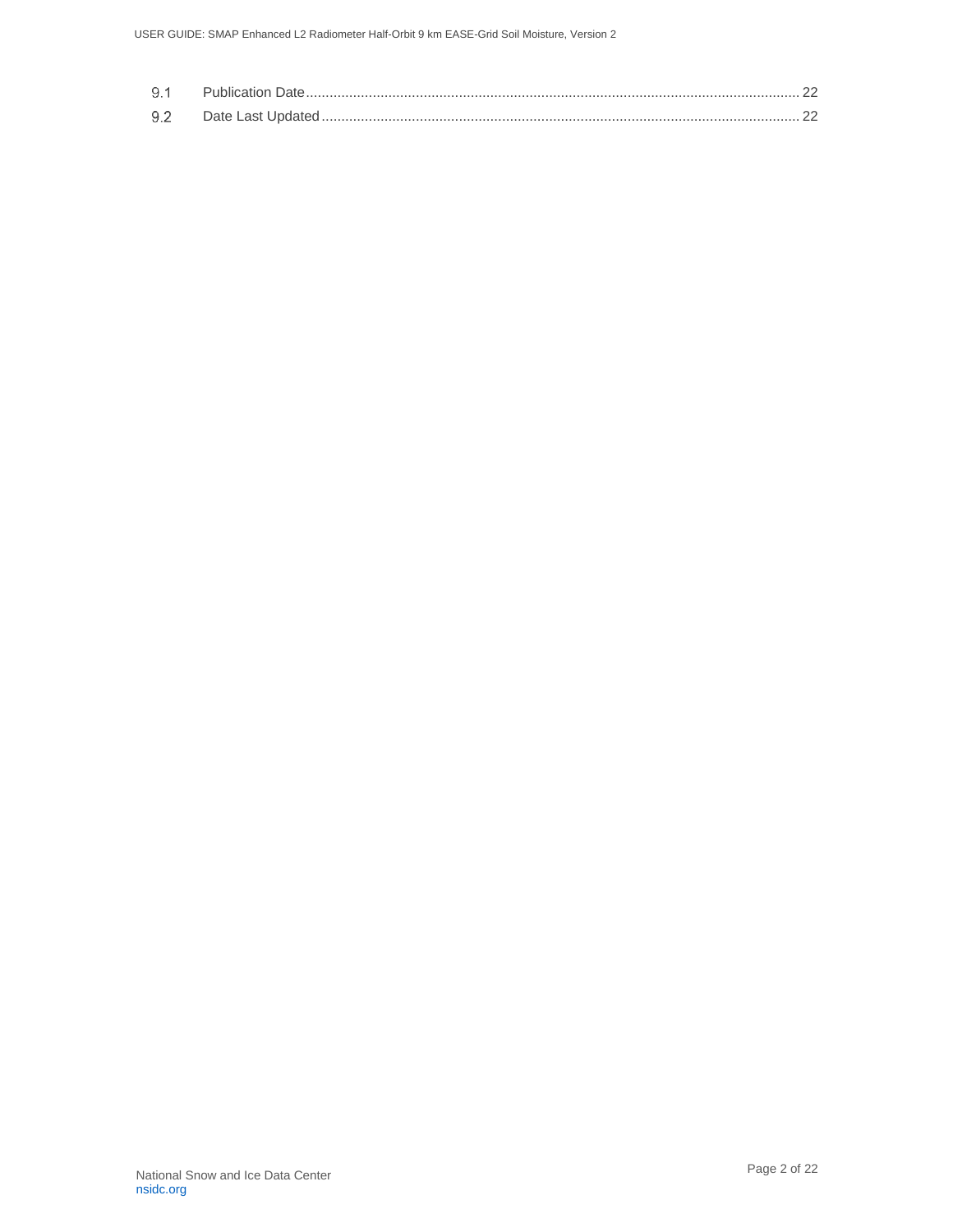9.1 Publication Date ........................................................................................................................ 22

9.2 Date Last Updated ...................................................................................................................... 22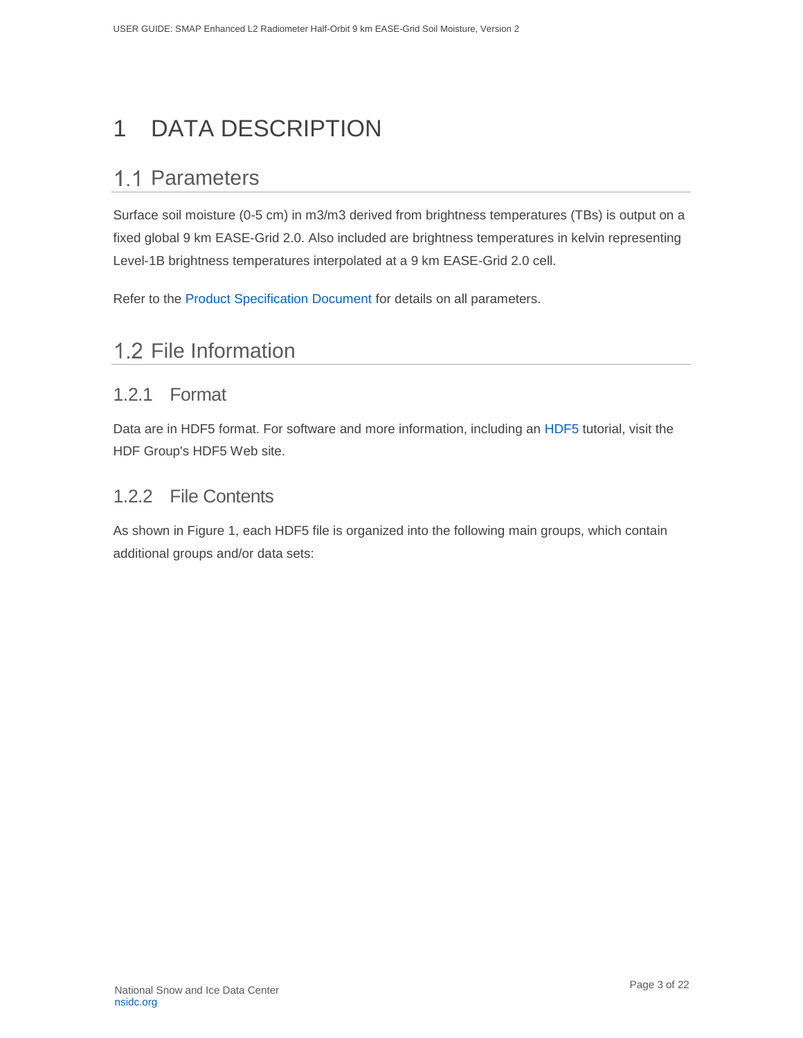# 1 DATA DESCRIPTION

## 1.1 Parameters

Surface soil moisture (0-5 cm) in m3/m3 derived from brightness temperatures (TBs) is output on a fixed global 9 km EASE-Grid 2.0. Also included are brightness temperatures in kelvin representing Level-1B brightness temperatures interpolated at a 9 km EASE-Grid 2.0 cell.

Refer to the Product Specification Document for details on all parameters.

## 1.2 File Information

### 1.2.1 Format

Data are in HDF5 format. For software and more information, including an HDF5 tutorial, visit the HDF Group's HDF5 Web site.

### 1.2.2 File Contents

As shown in Figure 1, each HDF5 file is organized into the following main groups, which contain additional groups and/or data sets: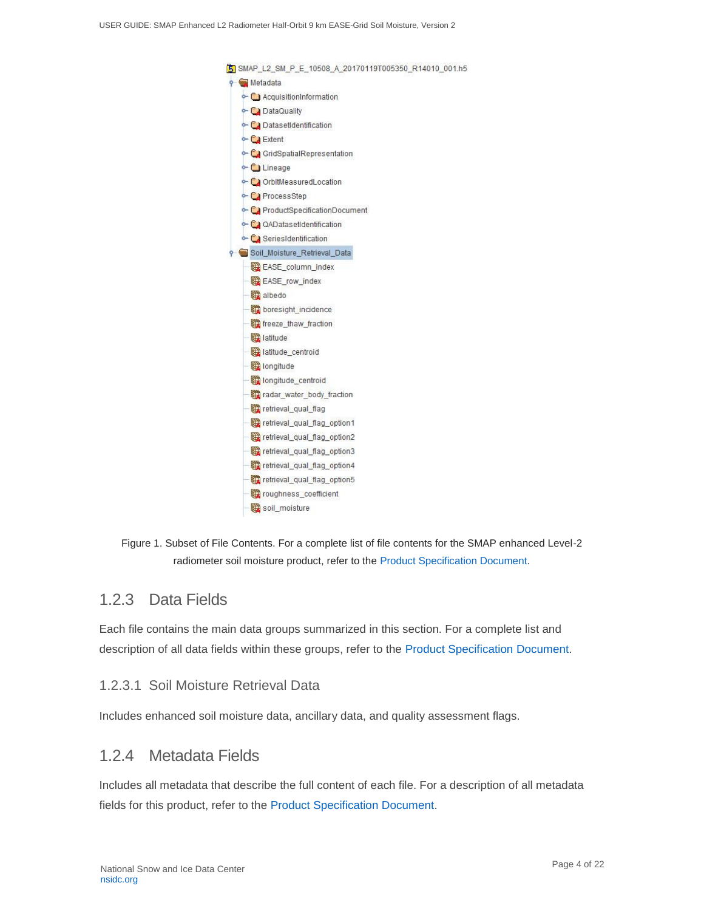SMAP_L2_SM_P_E_10508_A_20170119T005350_R14010_001.h5

- Metadata
  - AcquisitionInformation
  - DataQuality
  - DatasetIdentification
  - Extent
  - GridSpatialRepresentation
  - Lineage
  - OrbitMeasuredLocation
  - ProcessStep
  - ProductSpecificationDocument
  - QADatasetIdentification
  - SeriesIdentification
- Soil_Moisture_Retrieval_Data
  - EASE_column_index
  - EASE_row_index
  - albedo
  - boresight_incidence
  - freeze_thaw_fraction
  - latitude
  - latitude_centroid
  - longitude
  - longitude_centroid
  - radar_water_body_fraction
  - retrieval_qual_flag
  - retrieval_qual_flag_option1
  - retrieval_qual_flag_option2
  - retrieval_qual_flag_option3
  - retrieval_qual_flag_option4
  - retrieval_qual_flag_option5
  - roughness_coefficient
  - soil_moisture

Figure 1. Subset of File Contents. For a complete list of file contents for the SMAP enhanced Level-2 radiometer soil moisture product, refer to the Product Specification Document.

### 1.2.3 Data Fields

Each file contains the main data groups summarized in this section. For a complete list and description of all data fields within these groups, refer to the Product Specification Document.

#### 1.2.3.1 Soil Moisture Retrieval Data

Includes enhanced soil moisture data, ancillary data, and quality assessment flags.

### 1.2.4 Metadata Fields

Includes all metadata that describe the full content of each file. For a description of all metadata fields for this product, refer to the Product Specification Document.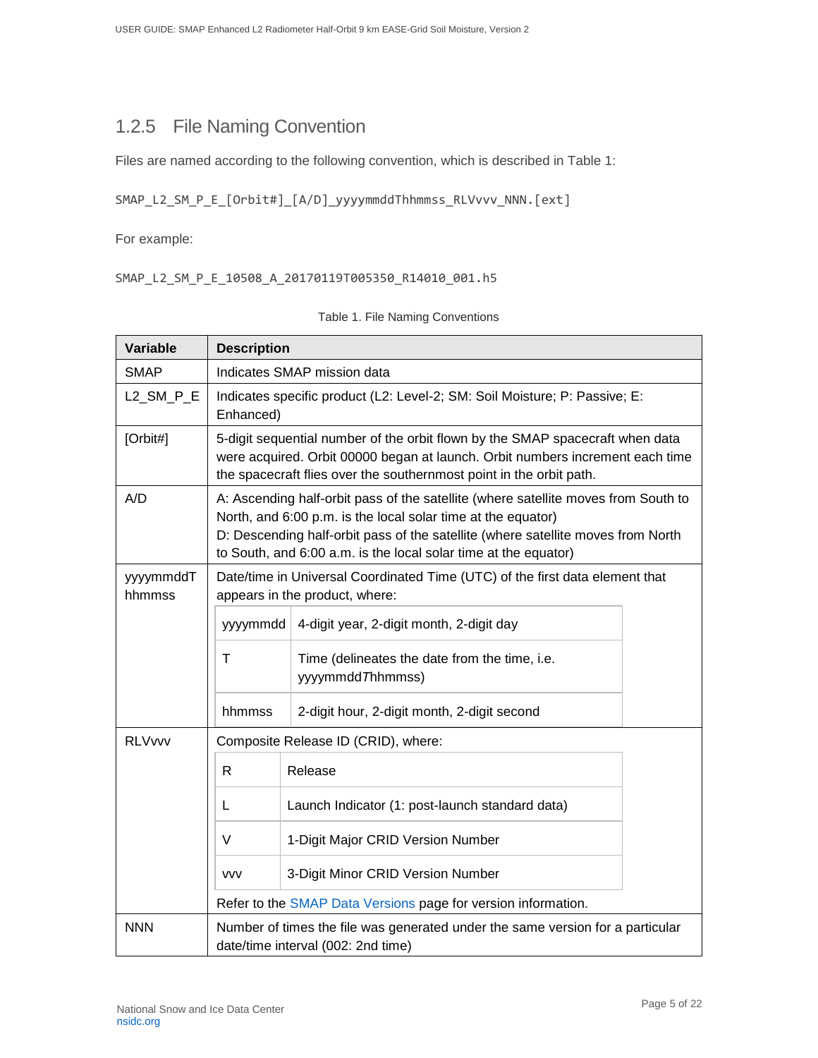### 1.2.5 File Naming Convention

Files are named according to the following convention, which is described in Table 1:

```
SMAP_L2_SM_P_E_[Orbit#]_[A/D]_yyyymmddThhmmss_RLVvvv_NNN.[ext]
```

For example:

```
SMAP_L2_SM_P_E_10508_A_20170119T005350_R14010_001.h5
```

Table 1. File Naming Conventions

| Variable | Description |
|---|---|
| SMAP | Indicates SMAP mission data |
| L2_SM_P_E | Indicates specific product (L2: Level-2; SM: Soil Moisture; P: Passive; E: Enhanced) |
| [Orbit#] | 5-digit sequential number of the orbit flown by the SMAP spacecraft when data were acquired. Orbit 00000 began at launch. Orbit numbers increment each time the spacecraft flies over the southernmost point in the orbit path. |
| A/D | A: Ascending half-orbit pass of the satellite (where satellite moves from South to North, and 6:00 p.m. is the local solar time at the equator)<br>D: Descending half-orbit pass of the satellite (where satellite moves from North to South, and 6:00 a.m. is the local solar time at the equator) |
| yyyymmddThhmmss | Date/time in Universal Coordinated Time (UTC) of the first data element that appears in the product, where:<br>yyyymmdd: 4-digit year, 2-digit month, 2-digit day<br>T: Time (delineates the date from the time, i.e. yyyymmdd*T*hhmmss)<br>hhmmss: 2-digit hour, 2-digit month, 2-digit second |
| RLVvvv | Composite Release ID (CRID), where:<br>R: Release<br>L: Launch Indicator (1: post-launch standard data)<br>V: 1-Digit Major CRID Version Number<br>vvv: 3-Digit Minor CRID Version Number<br>Refer to the SMAP Data Versions page for version information. |
| NNN | Number of times the file was generated under the same version for a particular date/time interval (002: 2nd time) |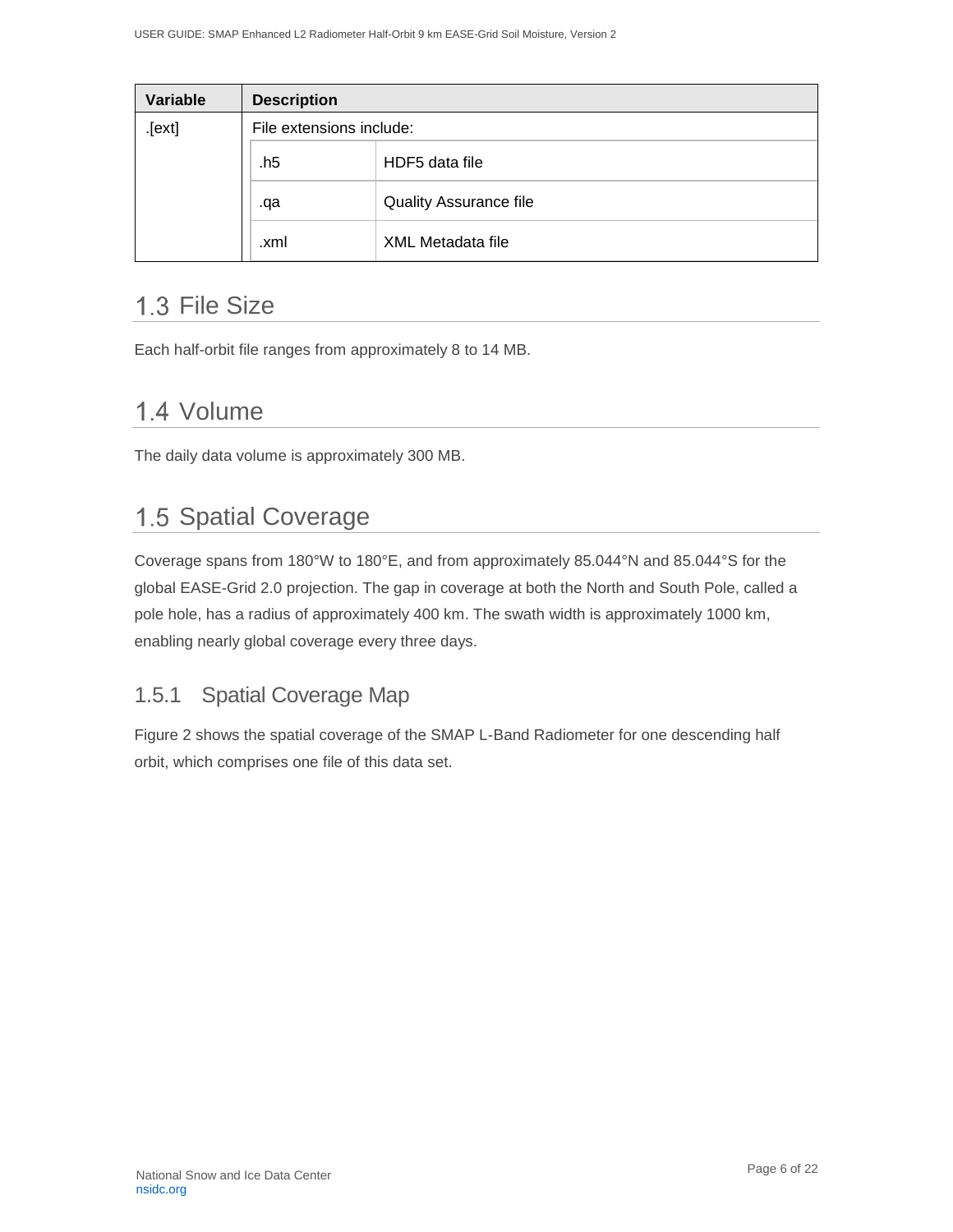| Variable | Description | |
|---|---|---|
| .[ext] | File extensions include: | |
| | .h5 | HDF5 data file |
| | .qa | Quality Assurance file |
| | .xml | XML Metadata file |

## 1.3 File Size

Each half-orbit file ranges from approximately 8 to 14 MB.

## 1.4 Volume

The daily data volume is approximately 300 MB.

## 1.5 Spatial Coverage

Coverage spans from 180°W to 180°E, and from approximately 85.044°N and 85.044°S for the global EASE-Grid 2.0 projection. The gap in coverage at both the North and South Pole, called a pole hole, has a radius of approximately 400 km. The swath width is approximately 1000 km, enabling nearly global coverage every three days.

### 1.5.1 Spatial Coverage Map

Figure 2 shows the spatial coverage of the SMAP L-Band Radiometer for one descending half orbit, which comprises one file of this data set.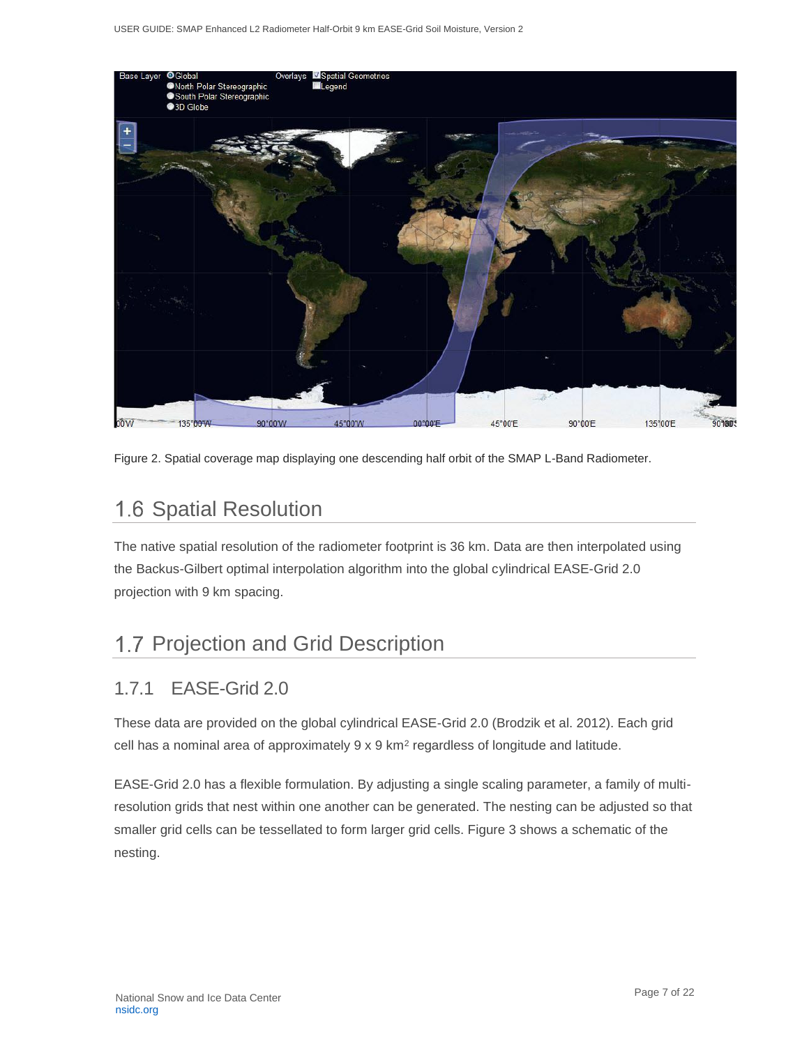Figure 2. Spatial coverage map displaying one descending half orbit of the SMAP L-Band Radiometer.

## 1.6 Spatial Resolution

The native spatial resolution of the radiometer footprint is 36 km. Data are then interpolated using the Backus-Gilbert optimal interpolation algorithm into the global cylindrical EASE-Grid 2.0 projection with 9 km spacing.

## 1.7 Projection and Grid Description

### 1.7.1 EASE-Grid 2.0

These data are provided on the global cylindrical EASE-Grid 2.0 (Brodzik et al. 2012). Each grid cell has a nominal area of approximately 9 x 9 $km^2$ regardless of longitude and latitude.

EASE-Grid 2.0 has a flexible formulation. By adjusting a single scaling parameter, a family of multi-resolution grids that nest within one another can be generated. The nesting can be adjusted so that smaller grid cells can be tessellated to form larger grid cells. Figure 3 shows a schematic of the nesting.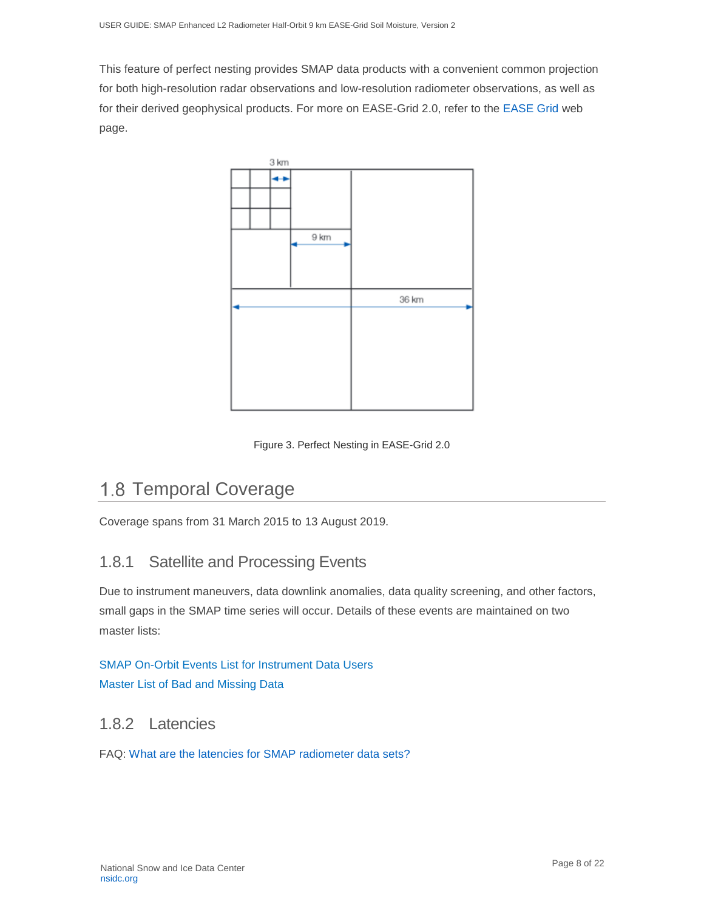This feature of perfect nesting provides SMAP data products with a convenient common projection for both high-resolution radar observations and low-resolution radiometer observations, as well as for their derived geophysical products. For more on EASE-Grid 2.0, refer to the EASE Grid web page.

Figure 3. Perfect Nesting in EASE-Grid 2.0

## 1.8 Temporal Coverage

Coverage spans from 31 March 2015 to 13 August 2019.

### 1.8.1 Satellite and Processing Events

Due to instrument maneuvers, data downlink anomalies, data quality screening, and other factors, small gaps in the SMAP time series will occur. Details of these events are maintained on two master lists:

SMAP On-Orbit Events List for Instrument Data Users
Master List of Bad and Missing Data

### 1.8.2 Latencies

FAQ: What are the latencies for SMAP radiometer data sets?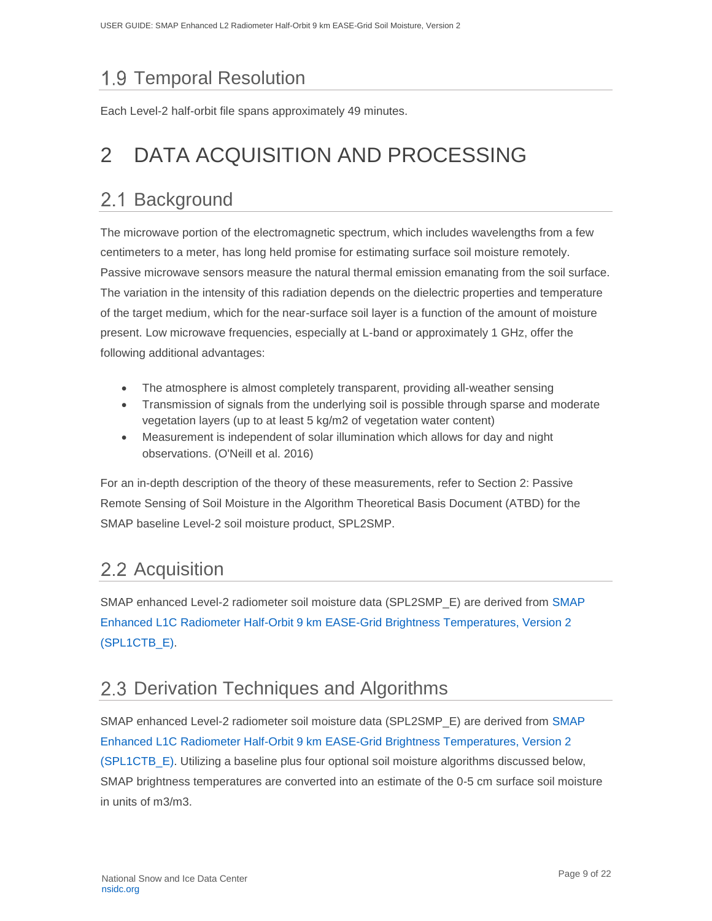## 1.9 Temporal Resolution

Each Level-2 half-orbit file spans approximately 49 minutes.

# 2 DATA ACQUISITION AND PROCESSING

## 2.1 Background

The microwave portion of the electromagnetic spectrum, which includes wavelengths from a few centimeters to a meter, has long held promise for estimating surface soil moisture remotely. Passive microwave sensors measure the natural thermal emission emanating from the soil surface. The variation in the intensity of this radiation depends on the dielectric properties and temperature of the target medium, which for the near-surface soil layer is a function of the amount of moisture present. Low microwave frequencies, especially at L-band or approximately 1 GHz, offer the following additional advantages:

- The atmosphere is almost completely transparent, providing all-weather sensing
- Transmission of signals from the underlying soil is possible through sparse and moderate vegetation layers (up to at least 5 kg/m2 of vegetation water content)
- Measurement is independent of solar illumination which allows for day and night observations. (O'Neill et al. 2016)

For an in-depth description of the theory of these measurements, refer to Section 2: Passive Remote Sensing of Soil Moisture in the Algorithm Theoretical Basis Document (ATBD) for the SMAP baseline Level-2 soil moisture product, SPL2SMP.

## 2.2 Acquisition

SMAP enhanced Level-2 radiometer soil moisture data (SPL2SMP_E) are derived from SMAP Enhanced L1C Radiometer Half-Orbit 9 km EASE-Grid Brightness Temperatures, Version 2 (SPL1CTB_E).

## 2.3 Derivation Techniques and Algorithms

SMAP enhanced Level-2 radiometer soil moisture data (SPL2SMP_E) are derived from SMAP Enhanced L1C Radiometer Half-Orbit 9 km EASE-Grid Brightness Temperatures, Version 2 (SPL1CTB_E). Utilizing a baseline plus four optional soil moisture algorithms discussed below, SMAP brightness temperatures are converted into an estimate of the 0-5 cm surface soil moisture in units of m3/m3.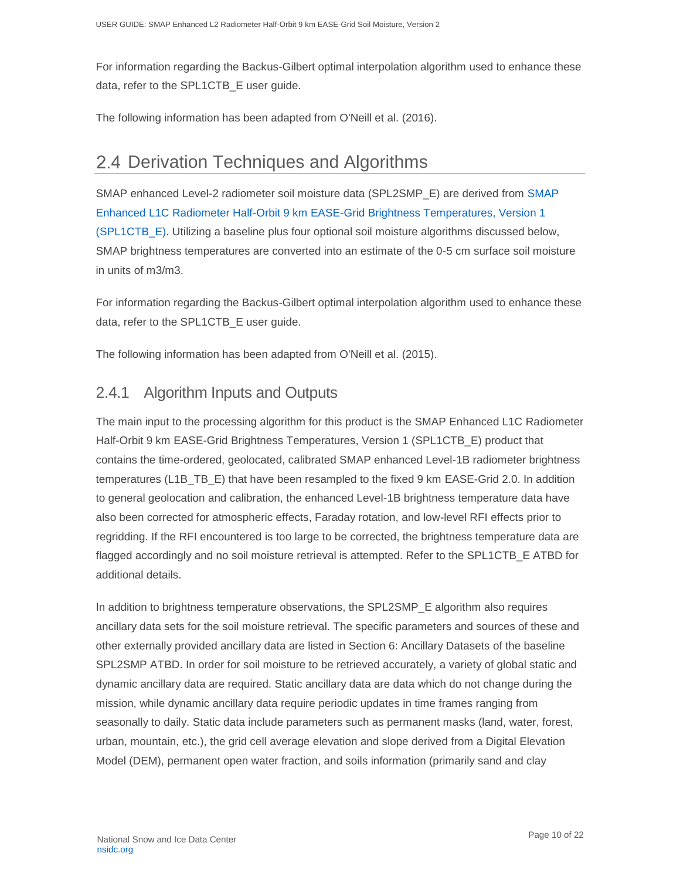For information regarding the Backus-Gilbert optimal interpolation algorithm used to enhance these data, refer to the SPL1CTB_E user guide.

The following information has been adapted from O'Neill et al. (2016).

## 2.4 Derivation Techniques and Algorithms

SMAP enhanced Level-2 radiometer soil moisture data (SPL2SMP_E) are derived from SMAP Enhanced L1C Radiometer Half-Orbit 9 km EASE-Grid Brightness Temperatures, Version 1 (SPL1CTB_E). Utilizing a baseline plus four optional soil moisture algorithms discussed below, SMAP brightness temperatures are converted into an estimate of the 0-5 cm surface soil moisture in units of m3/m3.

For information regarding the Backus-Gilbert optimal interpolation algorithm used to enhance these data, refer to the SPL1CTB_E user guide.

The following information has been adapted from O'Neill et al. (2015).

### 2.4.1 Algorithm Inputs and Outputs

The main input to the processing algorithm for this product is the SMAP Enhanced L1C Radiometer Half-Orbit 9 km EASE-Grid Brightness Temperatures, Version 1 (SPL1CTB_E) product that contains the time-ordered, geolocated, calibrated SMAP enhanced Level-1B radiometer brightness temperatures (L1B_TB_E) that have been resampled to the fixed 9 km EASE-Grid 2.0. In addition to general geolocation and calibration, the enhanced Level-1B brightness temperature data have also been corrected for atmospheric effects, Faraday rotation, and low-level RFI effects prior to regridding. If the RFI encountered is too large to be corrected, the brightness temperature data are flagged accordingly and no soil moisture retrieval is attempted. Refer to the SPL1CTB_E ATBD for additional details.

In addition to brightness temperature observations, the SPL2SMP_E algorithm also requires ancillary data sets for the soil moisture retrieval. The specific parameters and sources of these and other externally provided ancillary data are listed in Section 6: Ancillary Datasets of the baseline SPL2SMP ATBD. In order for soil moisture to be retrieved accurately, a variety of global static and dynamic ancillary data are required. Static ancillary data are data which do not change during the mission, while dynamic ancillary data require periodic updates in time frames ranging from seasonally to daily. Static data include parameters such as permanent masks (land, water, forest, urban, mountain, etc.), the grid cell average elevation and slope derived from a Digital Elevation Model (DEM), permanent open water fraction, and soils information (primarily sand and clay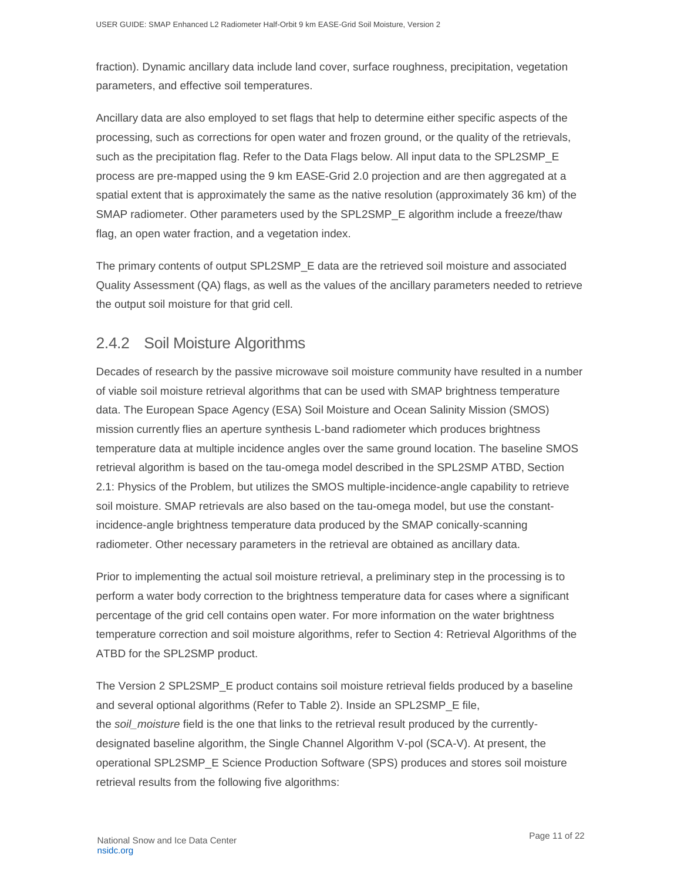fraction). Dynamic ancillary data include land cover, surface roughness, precipitation, vegetation parameters, and effective soil temperatures.

Ancillary data are also employed to set flags that help to determine either specific aspects of the processing, such as corrections for open water and frozen ground, or the quality of the retrievals, such as the precipitation flag. Refer to the Data Flags below. All input data to the SPL2SMP_E process are pre-mapped using the 9 km EASE-Grid 2.0 projection and are then aggregated at a spatial extent that is approximately the same as the native resolution (approximately 36 km) of the SMAP radiometer. Other parameters used by the SPL2SMP_E algorithm include a freeze/thaw flag, an open water fraction, and a vegetation index.

The primary contents of output SPL2SMP_E data are the retrieved soil moisture and associated Quality Assessment (QA) flags, as well as the values of the ancillary parameters needed to retrieve the output soil moisture for that grid cell.

### 2.4.2 Soil Moisture Algorithms

Decades of research by the passive microwave soil moisture community have resulted in a number of viable soil moisture retrieval algorithms that can be used with SMAP brightness temperature data. The European Space Agency (ESA) Soil Moisture and Ocean Salinity Mission (SMOS) mission currently flies an aperture synthesis L-band radiometer which produces brightness temperature data at multiple incidence angles over the same ground location. The baseline SMOS retrieval algorithm is based on the tau-omega model described in the SPL2SMP ATBD, Section 2.1: Physics of the Problem, but utilizes the SMOS multiple-incidence-angle capability to retrieve soil moisture. SMAP retrievals are also based on the tau-omega model, but use the constant-incidence-angle brightness temperature data produced by the SMAP conically-scanning radiometer. Other necessary parameters in the retrieval are obtained as ancillary data.

Prior to implementing the actual soil moisture retrieval, a preliminary step in the processing is to perform a water body correction to the brightness temperature data for cases where a significant percentage of the grid cell contains open water. For more information on the water brightness temperature correction and soil moisture algorithms, refer to Section 4: Retrieval Algorithms of the ATBD for the SPL2SMP product.

The Version 2 SPL2SMP_E product contains soil moisture retrieval fields produced by a baseline and several optional algorithms (Refer to Table 2). Inside an SPL2SMP_E file, the *soil_moisture* field is the one that links to the retrieval result produced by the currently-designated baseline algorithm, the Single Channel Algorithm V-pol (SCA-V). At present, the operational SPL2SMP_E Science Production Software (SPS) produces and stores soil moisture retrieval results from the following five algorithms: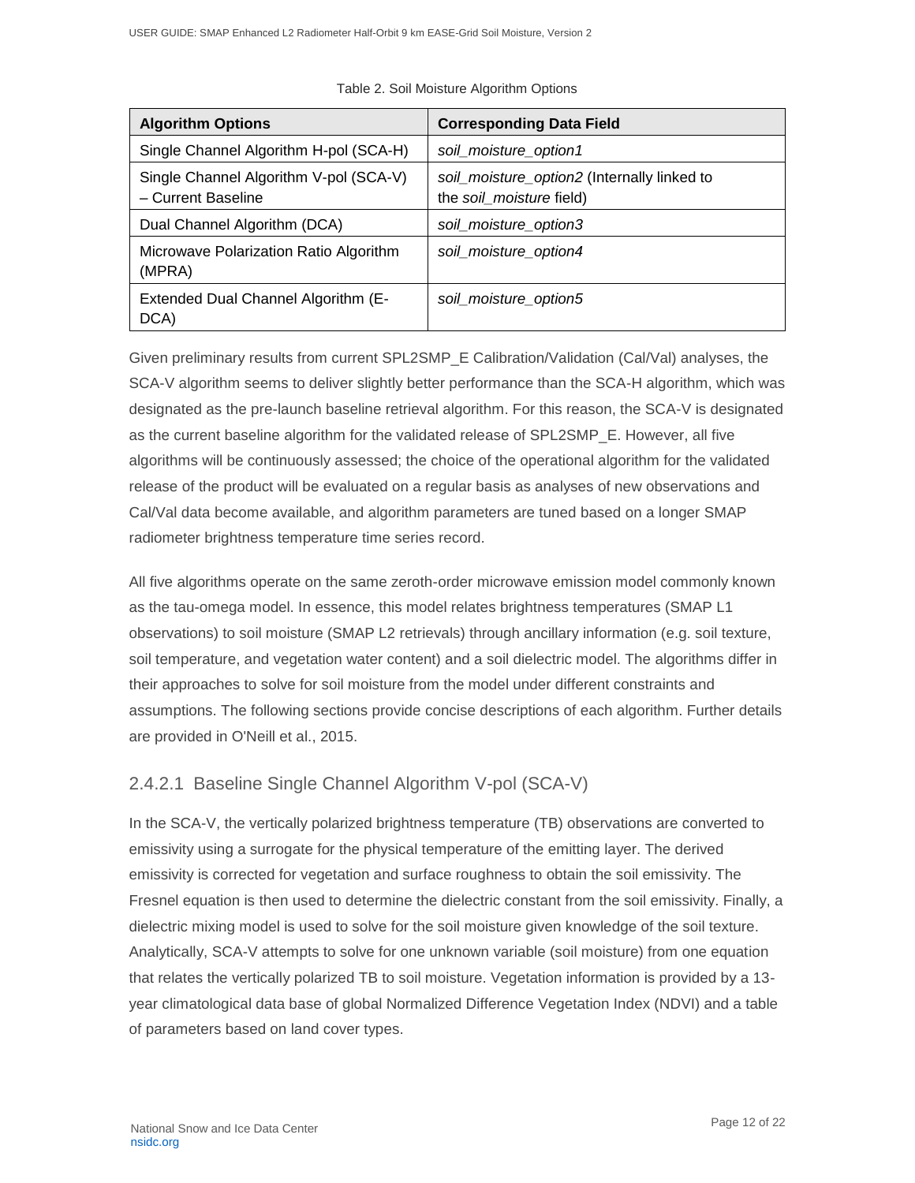Table 2. Soil Moisture Algorithm Options

| **Algorithm Options** | **Corresponding Data Field** |
| --- | --- |
| Single Channel Algorithm H-pol (SCA-H) | *soil_moisture_option1* |
| Single Channel Algorithm V-pol (SCA-V) – Current Baseline | *soil_moisture_option2* (Internally linked to the *soil_moisture* field) |
| Dual Channel Algorithm (DCA) | *soil_moisture_option3* |
| Microwave Polarization Ratio Algorithm (MPRA) | *soil_moisture_option4* |
| Extended Dual Channel Algorithm (E-DCA) | *soil_moisture_option5* |

Given preliminary results from current SPL2SMP_E Calibration/Validation (Cal/Val) analyses, the SCA-V algorithm seems to deliver slightly better performance than the SCA-H algorithm, which was designated as the pre-launch baseline retrieval algorithm. For this reason, the SCA-V is designated as the current baseline algorithm for the validated release of SPL2SMP_E. However, all five algorithms will be continuously assessed; the choice of the operational algorithm for the validated release of the product will be evaluated on a regular basis as analyses of new observations and Cal/Val data become available, and algorithm parameters are tuned based on a longer SMAP radiometer brightness temperature time series record.

All five algorithms operate on the same zeroth-order microwave emission model commonly known as the tau-omega model. In essence, this model relates brightness temperatures (SMAP L1 observations) to soil moisture (SMAP L2 retrievals) through ancillary information (e.g. soil texture, soil temperature, and vegetation water content) and a soil dielectric model. The algorithms differ in their approaches to solve for soil moisture from the model under different constraints and assumptions. The following sections provide concise descriptions of each algorithm. Further details are provided in O'Neill et al., 2015.

#### 2.4.2.1 Baseline Single Channel Algorithm V-pol (SCA-V)

In the SCA-V, the vertically polarized brightness temperature (TB) observations are converted to emissivity using a surrogate for the physical temperature of the emitting layer. The derived emissivity is corrected for vegetation and surface roughness to obtain the soil emissivity. The Fresnel equation is then used to determine the dielectric constant from the soil emissivity. Finally, a dielectric mixing model is used to solve for the soil moisture given knowledge of the soil texture. Analytically, SCA-V attempts to solve for one unknown variable (soil moisture) from one equation that relates the vertically polarized TB to soil moisture. Vegetation information is provided by a 13-year climatological data base of global Normalized Difference Vegetation Index (NDVI) and a table of parameters based on land cover types.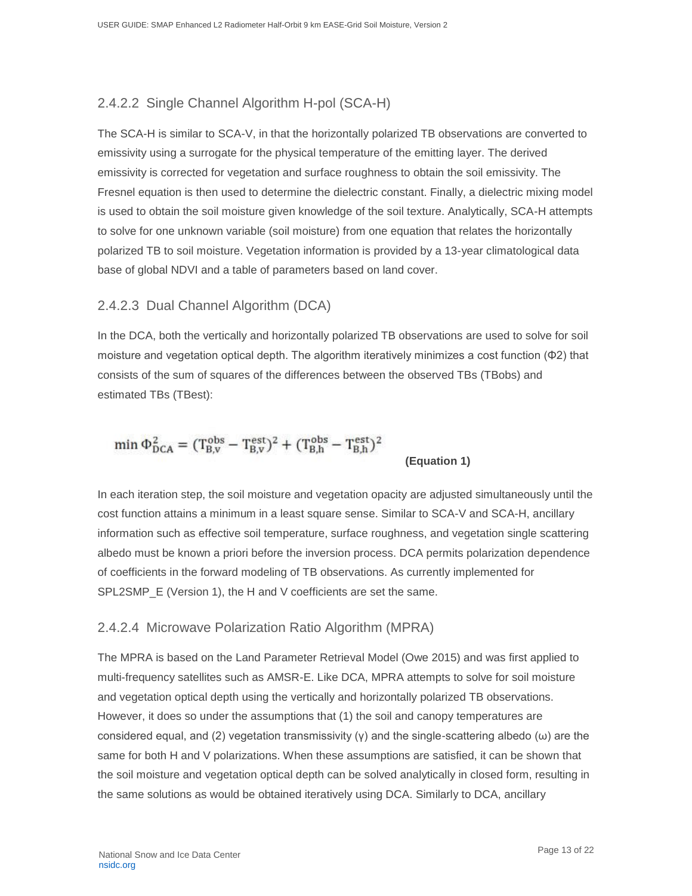#### 2.4.2.2 Single Channel Algorithm H-pol (SCA-H)

The SCA-H is similar to SCA-V, in that the horizontally polarized TB observations are converted to emissivity using a surrogate for the physical temperature of the emitting layer. The derived emissivity is corrected for vegetation and surface roughness to obtain the soil emissivity. The Fresnel equation is then used to determine the dielectric constant. Finally, a dielectric mixing model is used to obtain the soil moisture given knowledge of the soil texture. Analytically, SCA-H attempts to solve for one unknown variable (soil moisture) from one equation that relates the horizontally polarized TB to soil moisture. Vegetation information is provided by a 13-year climatological data base of global NDVI and a table of parameters based on land cover.

#### 2.4.2.3 Dual Channel Algorithm (DCA)

In the DCA, both the vertically and horizontally polarized TB observations are used to solve for soil moisture and vegetation optical depth. The algorithm iteratively minimizes a cost function (Φ2) that consists of the sum of squares of the differences between the observed TBs (TBobs) and estimated TBs (TBest):

$$\min \Phi^2_{\mathrm{DCA}} = (\mathrm{T}^{\mathrm{obs}}_{\mathrm{B,v}} - \mathrm{T}^{\mathrm{est}}_{\mathrm{B,v}})^2 + (\mathrm{T}^{\mathrm{obs}}_{\mathrm{B,h}} - \mathrm{T}^{\mathrm{est}}_{\mathrm{B,h}})^2 \quad \textbf{(Equation 1)}$$

In each iteration step, the soil moisture and vegetation opacity are adjusted simultaneously until the cost function attains a minimum in a least square sense. Similar to SCA-V and SCA-H, ancillary information such as effective soil temperature, surface roughness, and vegetation single scattering albedo must be known a priori before the inversion process. DCA permits polarization dependence of coefficients in the forward modeling of TB observations. As currently implemented for SPL2SMP_E (Version 1), the H and V coefficients are set the same.

#### 2.4.2.4 Microwave Polarization Ratio Algorithm (MPRA)

The MPRA is based on the Land Parameter Retrieval Model (Owe 2015) and was first applied to multi-frequency satellites such as AMSR-E. Like DCA, MPRA attempts to solve for soil moisture and vegetation optical depth using the vertically and horizontally polarized TB observations. However, it does so under the assumptions that (1) the soil and canopy temperatures are considered equal, and (2) vegetation transmissivity (γ) and the single-scattering albedo (ω) are the same for both H and V polarizations. When these assumptions are satisfied, it can be shown that the soil moisture and vegetation optical depth can be solved analytically in closed form, resulting in the same solutions as would be obtained iteratively using DCA. Similarly to DCA, ancillary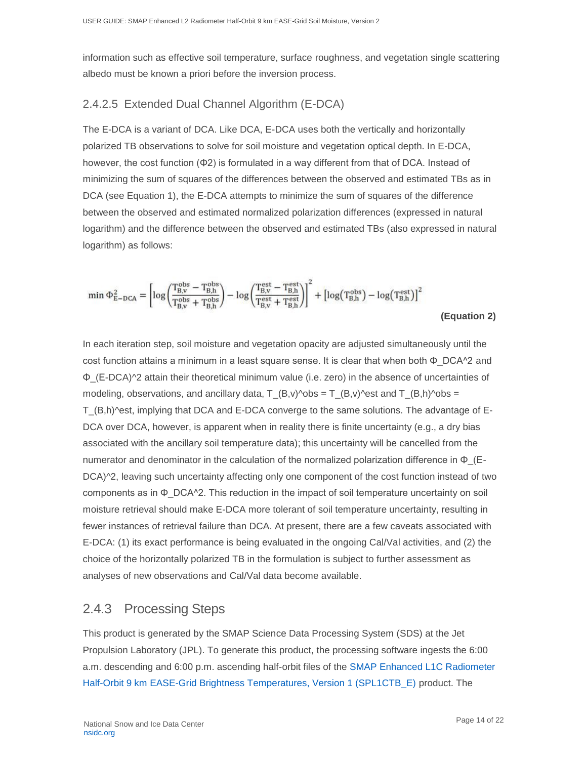information such as effective soil temperature, surface roughness, and vegetation single scattering albedo must be known a priori before the inversion process.

#### 2.4.2.5 Extended Dual Channel Algorithm (E-DCA)

The E-DCA is a variant of DCA. Like DCA, E-DCA uses both the vertically and horizontally polarized TB observations to solve for soil moisture and vegetation optical depth. In E-DCA, however, the cost function ($\Phi 2$) is formulated in a way different from that of DCA. Instead of minimizing the sum of squares of the differences between the observed and estimated TBs as in DCA (see Equation 1), the E-DCA attempts to minimize the sum of squares of the difference between the observed and estimated normalized polarization differences (expressed in natural logarithm) and the difference between the observed and estimated TBs (also expressed in natural logarithm) as follows:

$$\min \Phi_{\text{E-DCA}}^2 = \left[\log\left(\frac{T_{B,v}^{obs} - T_{B,h}^{obs}}{T_{B,v}^{obs} + T_{B,h}^{obs}}\right) - \log\left(\frac{T_{B,v}^{est} - T_{B,h}^{est}}{T_{B,v}^{est} + T_{B,h}^{est}}\right)\right]^2 + \left[\log\left(T_{B,h}^{obs}\right) - \log\left(T_{B,h}^{est}\right)\right]^2$$

**(Equation 2)**

In each iteration step, soil moisture and vegetation opacity are adjusted simultaneously until the cost function attains a minimum in a least square sense. It is clear that when both $\Phi_{DCA}^2$ and $\Phi_{\text{E-DCA}}^2$ attain their theoretical minimum value (i.e. zero) in the absence of uncertainties of modeling, observations, and ancillary data, $T_{B,v}^{obs} = T_{B,v}^{est}$ and $T_{B,h}^{obs} = T_{B,h}^{est}$, implying that DCA and E-DCA converge to the same solutions. The advantage of E-DCA over DCA, however, is apparent when in reality there is finite uncertainty (e.g., a dry bias associated with the ancillary soil temperature data); this uncertainty will be cancelled from the numerator and denominator in the calculation of the normalized polarization difference in $\Phi_{\text{E-DCA}}^2$, leaving such uncertainty affecting only one component of the cost function instead of two components as in $\Phi_{DCA}^2$. This reduction in the impact of soil temperature uncertainty on soil moisture retrieval should make E-DCA more tolerant of soil temperature uncertainty, resulting in fewer instances of retrieval failure than DCA. At present, there are a few caveats associated with E-DCA: (1) its exact performance is being evaluated in the ongoing Cal/Val activities, and (2) the choice of the horizontally polarized TB in the formulation is subject to further assessment as analyses of new observations and Cal/Val data become available.

### 2.4.3 Processing Steps

This product is generated by the SMAP Science Data Processing System (SDS) at the Jet Propulsion Laboratory (JPL). To generate this product, the processing software ingests the 6:00 a.m. descending and 6:00 p.m. ascending half-orbit files of the SMAP Enhanced L1C Radiometer Half-Orbit 9 km EASE-Grid Brightness Temperatures, Version 1 (SPL1CTB_E) product. The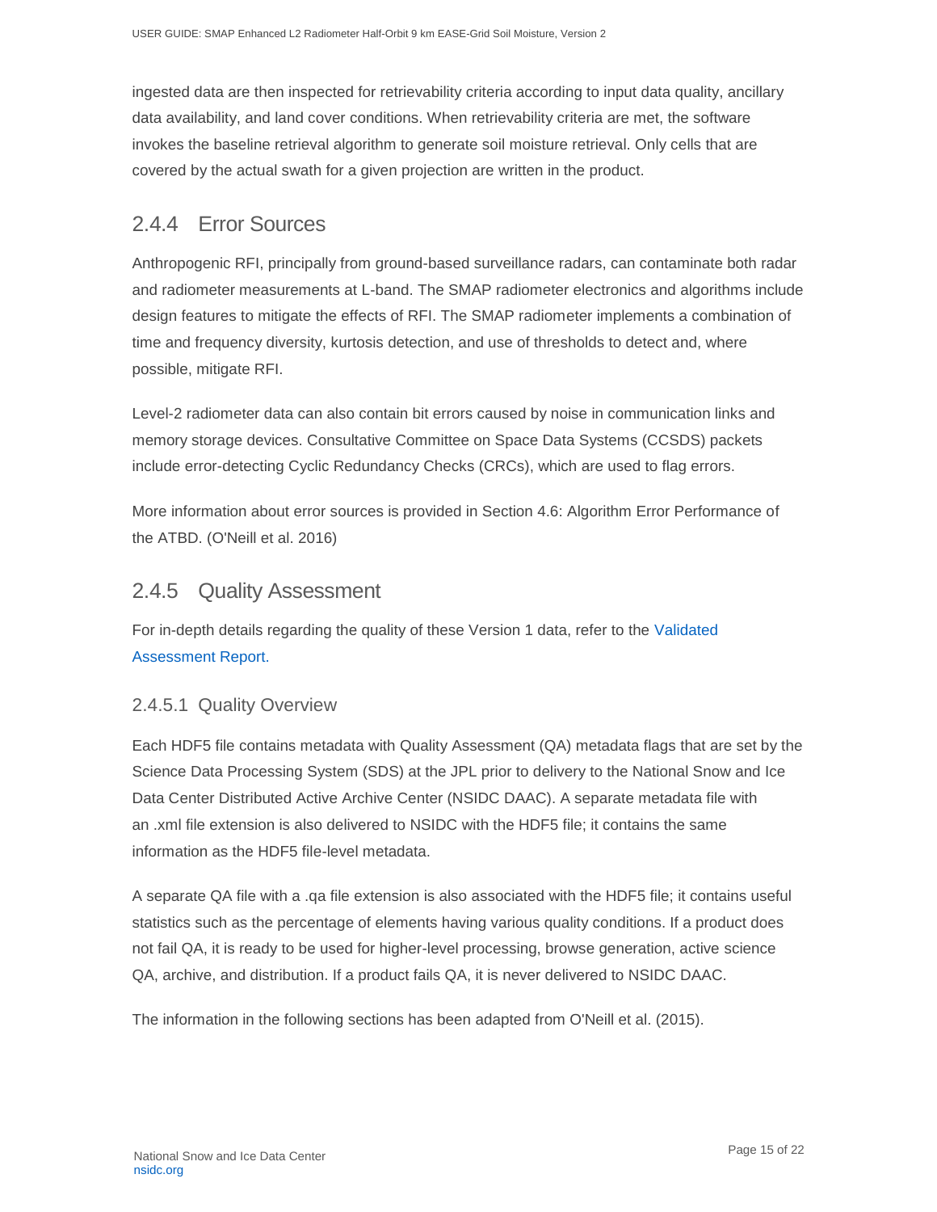ingested data are then inspected for retrievability criteria according to input data quality, ancillary data availability, and land cover conditions. When retrievability criteria are met, the software invokes the baseline retrieval algorithm to generate soil moisture retrieval. Only cells that are covered by the actual swath for a given projection are written in the product.

### 2.4.4 Error Sources

Anthropogenic RFI, principally from ground-based surveillance radars, can contaminate both radar and radiometer measurements at L-band. The SMAP radiometer electronics and algorithms include design features to mitigate the effects of RFI. The SMAP radiometer implements a combination of time and frequency diversity, kurtosis detection, and use of thresholds to detect and, where possible, mitigate RFI.

Level-2 radiometer data can also contain bit errors caused by noise in communication links and memory storage devices. Consultative Committee on Space Data Systems (CCSDS) packets include error-detecting Cyclic Redundancy Checks (CRCs), which are used to flag errors.

More information about error sources is provided in Section 4.6: Algorithm Error Performance of the ATBD. (O'Neill et al. 2016)

### 2.4.5 Quality Assessment

For in-depth details regarding the quality of these Version 1 data, refer to the Validated Assessment Report.

#### 2.4.5.1 Quality Overview

Each HDF5 file contains metadata with Quality Assessment (QA) metadata flags that are set by the Science Data Processing System (SDS) at the JPL prior to delivery to the National Snow and Ice Data Center Distributed Active Archive Center (NSIDC DAAC). A separate metadata file with an .xml file extension is also delivered to NSIDC with the HDF5 file; it contains the same information as the HDF5 file-level metadata.

A separate QA file with a .qa file extension is also associated with the HDF5 file; it contains useful statistics such as the percentage of elements having various quality conditions. If a product does not fail QA, it is ready to be used for higher-level processing, browse generation, active science QA, archive, and distribution. If a product fails QA, it is never delivered to NSIDC DAAC.

The information in the following sections has been adapted from O'Neill et al. (2015).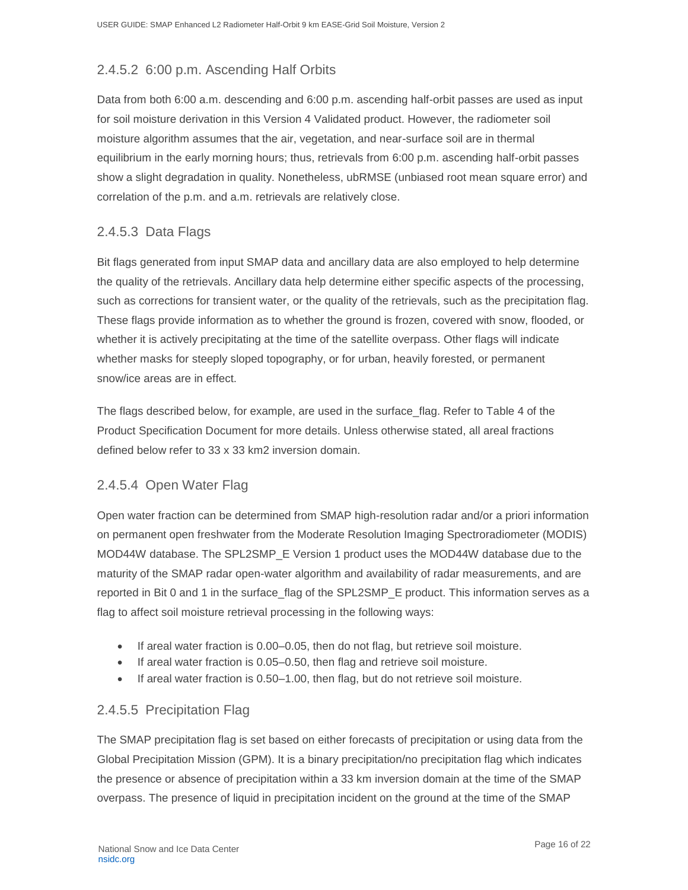### 2.4.5.2 6:00 p.m. Ascending Half Orbits

Data from both 6:00 a.m. descending and 6:00 p.m. ascending half-orbit passes are used as input for soil moisture derivation in this Version 4 Validated product. However, the radiometer soil moisture algorithm assumes that the air, vegetation, and near-surface soil are in thermal equilibrium in the early morning hours; thus, retrievals from 6:00 p.m. ascending half-orbit passes show a slight degradation in quality. Nonetheless, ubRMSE (unbiased root mean square error) and correlation of the p.m. and a.m. retrievals are relatively close.

### 2.4.5.3 Data Flags

Bit flags generated from input SMAP data and ancillary data are also employed to help determine the quality of the retrievals. Ancillary data help determine either specific aspects of the processing, such as corrections for transient water, or the quality of the retrievals, such as the precipitation flag. These flags provide information as to whether the ground is frozen, covered with snow, flooded, or whether it is actively precipitating at the time of the satellite overpass. Other flags will indicate whether masks for steeply sloped topography, or for urban, heavily forested, or permanent snow/ice areas are in effect.

The flags described below, for example, are used in the surface_flag. Refer to Table 4 of the Product Specification Document for more details. Unless otherwise stated, all areal fractions defined below refer to 33 x 33 km2 inversion domain.

### 2.4.5.4 Open Water Flag

Open water fraction can be determined from SMAP high-resolution radar and/or a priori information on permanent open freshwater from the Moderate Resolution Imaging Spectroradiometer (MODIS) MOD44W database. The SPL2SMP_E Version 1 product uses the MOD44W database due to the maturity of the SMAP radar open-water algorithm and availability of radar measurements, and are reported in Bit 0 and 1 in the surface_flag of the SPL2SMP_E product. This information serves as a flag to affect soil moisture retrieval processing in the following ways:

- If areal water fraction is 0.00–0.05, then do not flag, but retrieve soil moisture.
- If areal water fraction is 0.05–0.50, then flag and retrieve soil moisture.
- If areal water fraction is 0.50–1.00, then flag, but do not retrieve soil moisture.

### 2.4.5.5 Precipitation Flag

The SMAP precipitation flag is set based on either forecasts of precipitation or using data from the Global Precipitation Mission (GPM). It is a binary precipitation/no precipitation flag which indicates the presence or absence of precipitation within a 33 km inversion domain at the time of the SMAP overpass. The presence of liquid in precipitation incident on the ground at the time of the SMAP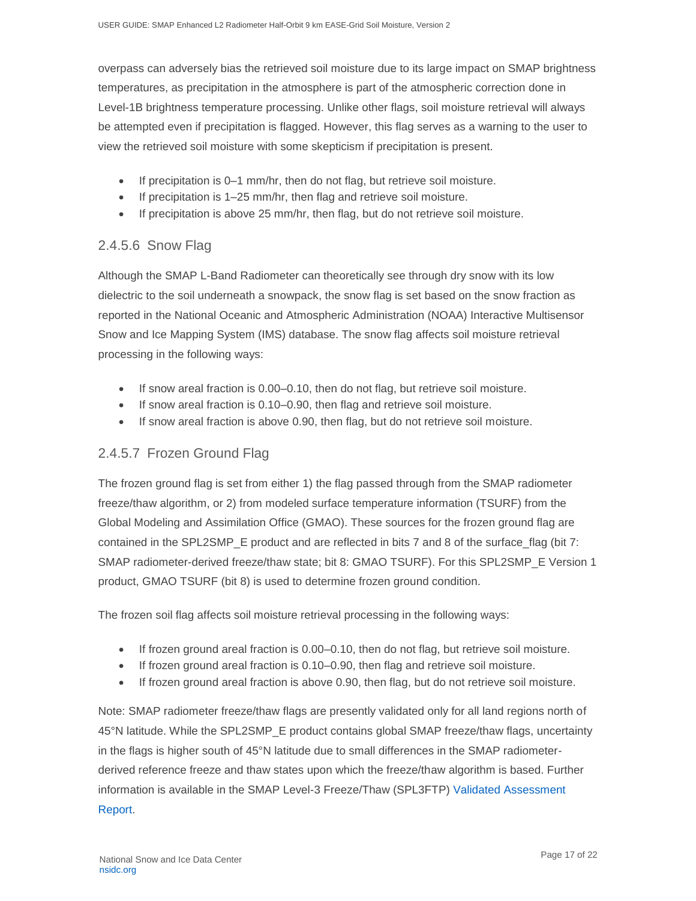overpass can adversely bias the retrieved soil moisture due to its large impact on SMAP brightness temperatures, as precipitation in the atmosphere is part of the atmospheric correction done in Level-1B brightness temperature processing. Unlike other flags, soil moisture retrieval will always be attempted even if precipitation is flagged. However, this flag serves as a warning to the user to view the retrieved soil moisture with some skepticism if precipitation is present.

- If precipitation is 0–1 mm/hr, then do not flag, but retrieve soil moisture.
- If precipitation is 1–25 mm/hr, then flag and retrieve soil moisture.
- If precipitation is above 25 mm/hr, then flag, but do not retrieve soil moisture.

### 2.4.5.6 Snow Flag

Although the SMAP L-Band Radiometer can theoretically see through dry snow with its low dielectric to the soil underneath a snowpack, the snow flag is set based on the snow fraction as reported in the National Oceanic and Atmospheric Administration (NOAA) Interactive Multisensor Snow and Ice Mapping System (IMS) database. The snow flag affects soil moisture retrieval processing in the following ways:

- If snow areal fraction is 0.00–0.10, then do not flag, but retrieve soil moisture.
- If snow areal fraction is 0.10–0.90, then flag and retrieve soil moisture.
- If snow areal fraction is above 0.90, then flag, but do not retrieve soil moisture.

### 2.4.5.7 Frozen Ground Flag

The frozen ground flag is set from either 1) the flag passed through from the SMAP radiometer freeze/thaw algorithm, or 2) from modeled surface temperature information (TSURF) from the Global Modeling and Assimilation Office (GMAO). These sources for the frozen ground flag are contained in the SPL2SMP_E product and are reflected in bits 7 and 8 of the surface_flag (bit 7: SMAP radiometer-derived freeze/thaw state; bit 8: GMAO TSURF). For this SPL2SMP_E Version 1 product, GMAO TSURF (bit 8) is used to determine frozen ground condition.

The frozen soil flag affects soil moisture retrieval processing in the following ways:

- If frozen ground areal fraction is 0.00–0.10, then do not flag, but retrieve soil moisture.
- If frozen ground areal fraction is 0.10–0.90, then flag and retrieve soil moisture.
- If frozen ground areal fraction is above 0.90, then flag, but do not retrieve soil moisture.

Note: SMAP radiometer freeze/thaw flags are presently validated only for all land regions north of 45°N latitude. While the SPL2SMP_E product contains global SMAP freeze/thaw flags, uncertainty in the flags is higher south of 45°N latitude due to small differences in the SMAP radiometer-derived reference freeze and thaw states upon which the freeze/thaw algorithm is based. Further information is available in the SMAP Level-3 Freeze/Thaw (SPL3FTP) Validated Assessment Report.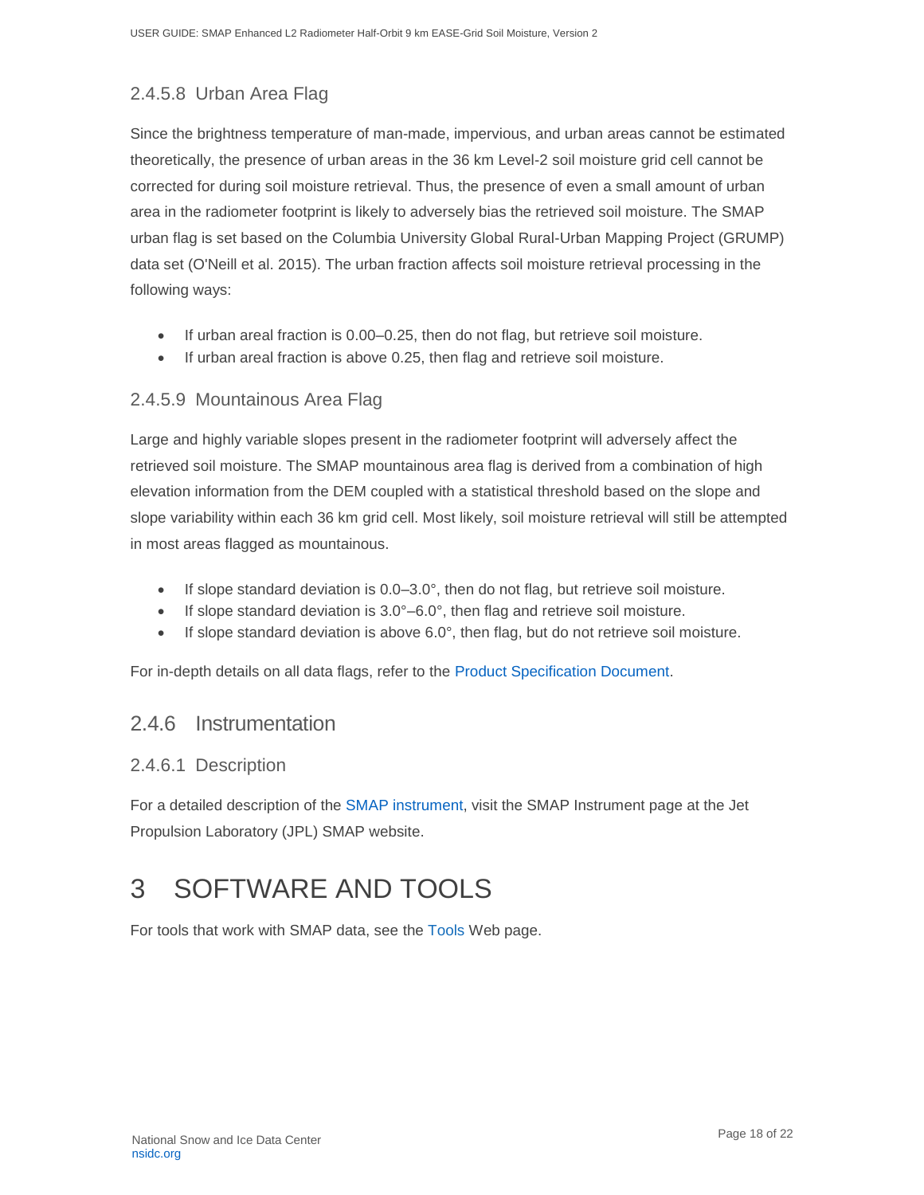#### 2.4.5.8 Urban Area Flag

Since the brightness temperature of man-made, impervious, and urban areas cannot be estimated theoretically, the presence of urban areas in the 36 km Level-2 soil moisture grid cell cannot be corrected for during soil moisture retrieval. Thus, the presence of even a small amount of urban area in the radiometer footprint is likely to adversely bias the retrieved soil moisture. The SMAP urban flag is set based on the Columbia University Global Rural-Urban Mapping Project (GRUMP) data set (O'Neill et al. 2015). The urban fraction affects soil moisture retrieval processing in the following ways:

- If urban areal fraction is 0.00–0.25, then do not flag, but retrieve soil moisture.
- If urban areal fraction is above 0.25, then flag and retrieve soil moisture.

#### 2.4.5.9 Mountainous Area Flag

Large and highly variable slopes present in the radiometer footprint will adversely affect the retrieved soil moisture. The SMAP mountainous area flag is derived from a combination of high elevation information from the DEM coupled with a statistical threshold based on the slope and slope variability within each 36 km grid cell. Most likely, soil moisture retrieval will still be attempted in most areas flagged as mountainous.

- If slope standard deviation is 0.0–3.0°, then do not flag, but retrieve soil moisture.
- If slope standard deviation is 3.0°–6.0°, then flag and retrieve soil moisture.
- If slope standard deviation is above 6.0°, then flag, but do not retrieve soil moisture.

For in-depth details on all data flags, refer to the Product Specification Document.

### 2.4.6 Instrumentation

#### 2.4.6.1 Description

For a detailed description of the SMAP instrument, visit the SMAP Instrument page at the Jet Propulsion Laboratory (JPL) SMAP website.

# 3 SOFTWARE AND TOOLS

For tools that work with SMAP data, see the Tools Web page.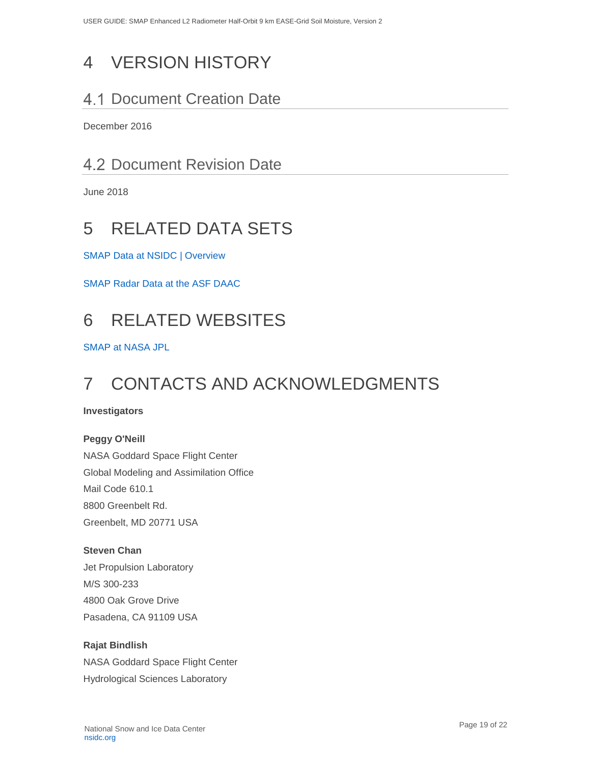# 4 VERSION HISTORY

## 4.1 Document Creation Date

December 2016

## 4.2 Document Revision Date

June 2018

# 5 RELATED DATA SETS

SMAP Data at NSIDC | Overview

SMAP Radar Data at the ASF DAAC

# 6 RELATED WEBSITES

SMAP at NASA JPL

# 7 CONTACTS AND ACKNOWLEDGMENTS

**Investigators**

**Peggy O'Neill**
NASA Goddard Space Flight Center
Global Modeling and Assimilation Office
Mail Code 610.1
8800 Greenbelt Rd.
Greenbelt, MD 20771 USA

**Steven Chan**
Jet Propulsion Laboratory
M/S 300-233
4800 Oak Grove Drive
Pasadena, CA 91109 USA

**Rajat Bindlish**
NASA Goddard Space Flight Center
Hydrological Sciences Laboratory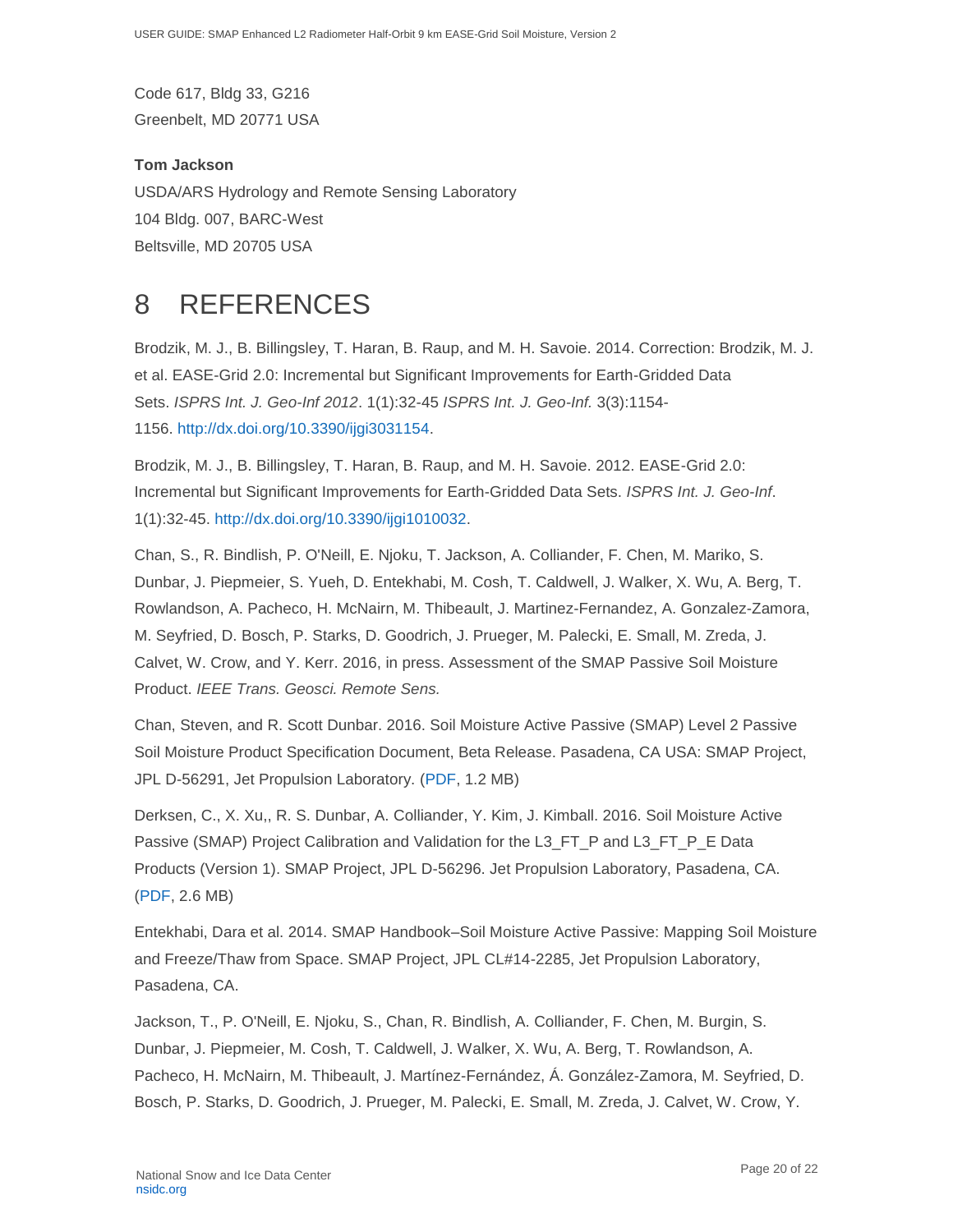Code 617, Bldg 33, G216
Greenbelt, MD 20771 USA

**Tom Jackson**
USDA/ARS Hydrology and Remote Sensing Laboratory
104 Bldg. 007, BARC-West
Beltsville, MD 20705 USA

# 8 REFERENCES

Brodzik, M. J., B. Billingsley, T. Haran, B. Raup, and M. H. Savoie. 2014. Correction: Brodzik, M. J. et al. EASE-Grid 2.0: Incremental but Significant Improvements for Earth-Gridded Data Sets. *ISPRS Int. J. Geo-Inf 2012*. 1(1):32-45 *ISPRS Int. J. Geo-Inf.* 3(3):1154-1156. http://dx.doi.org/10.3390/ijgi3031154.

Brodzik, M. J., B. Billingsley, T. Haran, B. Raup, and M. H. Savoie. 2012. EASE-Grid 2.0: Incremental but Significant Improvements for Earth-Gridded Data Sets. *ISPRS Int. J. Geo-Inf.* 1(1):32-45. http://dx.doi.org/10.3390/ijgi1010032.

Chan, S., R. Bindlish, P. O'Neill, E. Njoku, T. Jackson, A. Colliander, F. Chen, M. Mariko, S. Dunbar, J. Piepmeier, S. Yueh, D. Entekhabi, M. Cosh, T. Caldwell, J. Walker, X. Wu, A. Berg, T. Rowlandson, A. Pacheco, H. McNairn, M. Thibeault, J. Martinez-Fernandez, A. Gonzalez-Zamora, M. Seyfried, D. Bosch, P. Starks, D. Goodrich, J. Prueger, M. Palecki, E. Small, M. Zreda, J. Calvet, W. Crow, and Y. Kerr. 2016, in press. Assessment of the SMAP Passive Soil Moisture Product. *IEEE Trans. Geosci. Remote Sens.*

Chan, Steven, and R. Scott Dunbar. 2016. Soil Moisture Active Passive (SMAP) Level 2 Passive Soil Moisture Product Specification Document, Beta Release. Pasadena, CA USA: SMAP Project, JPL D-56291, Jet Propulsion Laboratory. (PDF, 1.2 MB)

Derksen, C., X. Xu,, R. S. Dunbar, A. Colliander, Y. Kim, J. Kimball. 2016. Soil Moisture Active Passive (SMAP) Project Calibration and Validation for the L3_FT_P and L3_FT_P_E Data Products (Version 1). SMAP Project, JPL D-56296. Jet Propulsion Laboratory, Pasadena, CA. (PDF, 2.6 MB)

Entekhabi, Dara et al. 2014. SMAP Handbook–Soil Moisture Active Passive: Mapping Soil Moisture and Freeze/Thaw from Space. SMAP Project, JPL CL#14-2285, Jet Propulsion Laboratory, Pasadena, CA.

Jackson, T., P. O'Neill, E. Njoku, S., Chan, R. Bindlish, A. Colliander, F. Chen, M. Burgin, S. Dunbar, J. Piepmeier, M. Cosh, T. Caldwell, J. Walker, X. Wu, A. Berg, T. Rowlandson, A. Pacheco, H. McNairn, M. Thibeault, J. Martínez-Fernández, Á. González-Zamora, M. Seyfried, D. Bosch, P. Starks, D. Goodrich, J. Prueger, M. Palecki, E. Small, M. Zreda, J. Calvet, W. Crow, Y.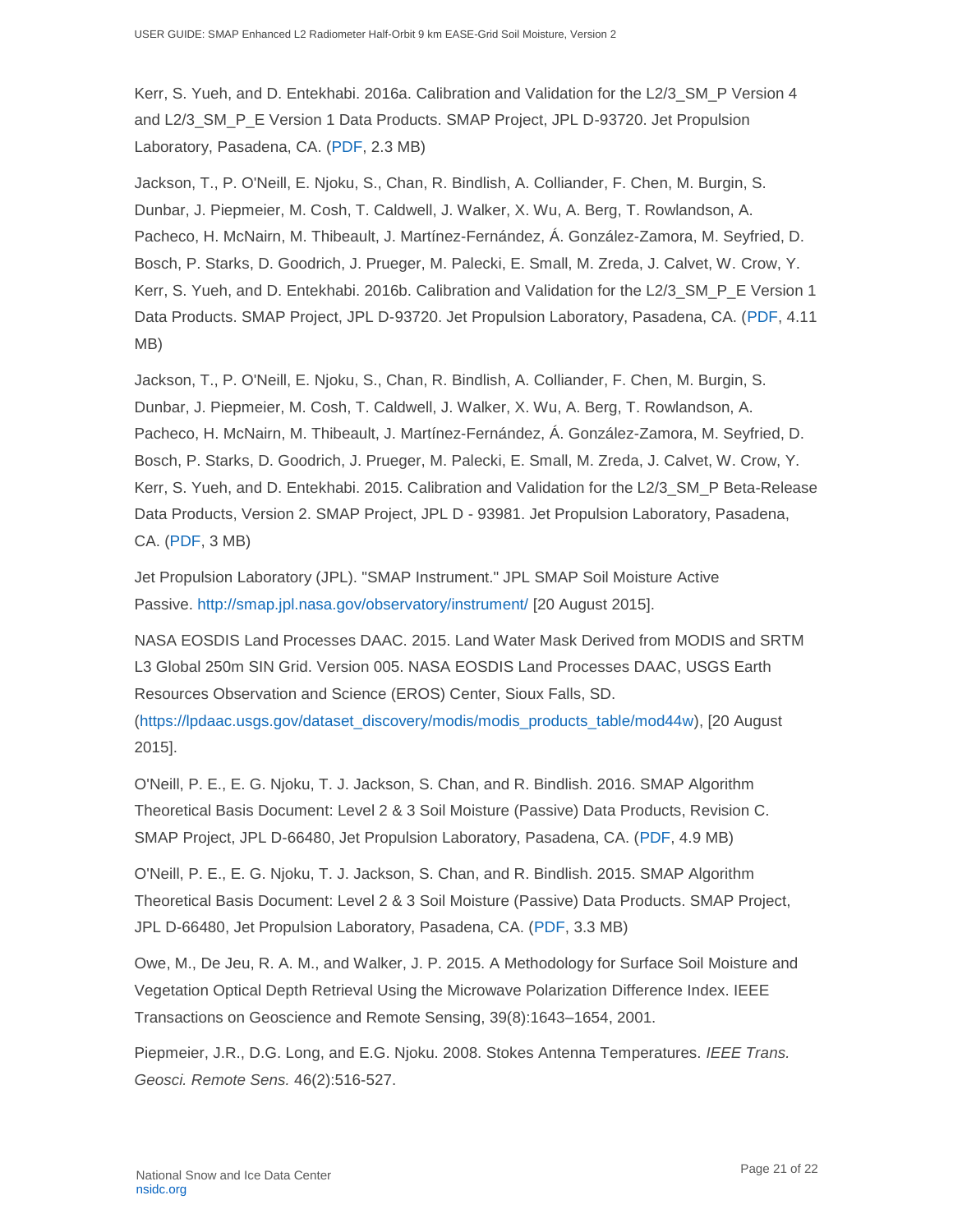Kerr, S. Yueh, and D. Entekhabi. 2016a. Calibration and Validation for the L2/3_SM_P Version 4 and L2/3_SM_P_E Version 1 Data Products. SMAP Project, JPL D-93720. Jet Propulsion Laboratory, Pasadena, CA. (PDF, 2.3 MB)

Jackson, T., P. O'Neill, E. Njoku, S., Chan, R. Bindlish, A. Colliander, F. Chen, M. Burgin, S. Dunbar, J. Piepmeier, M. Cosh, T. Caldwell, J. Walker, X. Wu, A. Berg, T. Rowlandson, A. Pacheco, H. McNairn, M. Thibeault, J. Martínez-Fernández, Á. González-Zamora, M. Seyfried, D. Bosch, P. Starks, D. Goodrich, J. Prueger, M. Palecki, E. Small, M. Zreda, J. Calvet, W. Crow, Y. Kerr, S. Yueh, and D. Entekhabi. 2016b. Calibration and Validation for the L2/3_SM_P_E Version 1 Data Products. SMAP Project, JPL D-93720. Jet Propulsion Laboratory, Pasadena, CA. (PDF, 4.11 MB)

Jackson, T., P. O'Neill, E. Njoku, S., Chan, R. Bindlish, A. Colliander, F. Chen, M. Burgin, S. Dunbar, J. Piepmeier, M. Cosh, T. Caldwell, J. Walker, X. Wu, A. Berg, T. Rowlandson, A. Pacheco, H. McNairn, M. Thibeault, J. Martínez-Fernández, Á. González-Zamora, M. Seyfried, D. Bosch, P. Starks, D. Goodrich, J. Prueger, M. Palecki, E. Small, M. Zreda, J. Calvet, W. Crow, Y. Kerr, S. Yueh, and D. Entekhabi. 2015. Calibration and Validation for the L2/3_SM_P Beta-Release Data Products, Version 2. SMAP Project, JPL D - 93981. Jet Propulsion Laboratory, Pasadena, CA. (PDF, 3 MB)

Jet Propulsion Laboratory (JPL). "SMAP Instrument." JPL SMAP Soil Moisture Active Passive. http://smap.jpl.nasa.gov/observatory/instrument/ [20 August 2015].

NASA EOSDIS Land Processes DAAC. 2015. Land Water Mask Derived from MODIS and SRTM L3 Global 250m SIN Grid. Version 005. NASA EOSDIS Land Processes DAAC, USGS Earth Resources Observation and Science (EROS) Center, Sioux Falls, SD. (https://lpdaac.usgs.gov/dataset_discovery/modis/modis_products_table/mod44w), [20 August 2015].

O'Neill, P. E., E. G. Njoku, T. J. Jackson, S. Chan, and R. Bindlish. 2016. SMAP Algorithm Theoretical Basis Document: Level 2 & 3 Soil Moisture (Passive) Data Products, Revision C. SMAP Project, JPL D-66480, Jet Propulsion Laboratory, Pasadena, CA. (PDF, 4.9 MB)

O'Neill, P. E., E. G. Njoku, T. J. Jackson, S. Chan, and R. Bindlish. 2015. SMAP Algorithm Theoretical Basis Document: Level 2 & 3 Soil Moisture (Passive) Data Products. SMAP Project, JPL D-66480, Jet Propulsion Laboratory, Pasadena, CA. (PDF, 3.3 MB)

Owe, M., De Jeu, R. A. M., and Walker, J. P. 2015. A Methodology for Surface Soil Moisture and Vegetation Optical Depth Retrieval Using the Microwave Polarization Difference Index. IEEE Transactions on Geoscience and Remote Sensing, 39(8):1643–1654, 2001.

Piepmeier, J.R., D.G. Long, and E.G. Njoku. 2008. Stokes Antenna Temperatures. *IEEE Trans. Geosci. Remote Sens.* 46(2):516-527.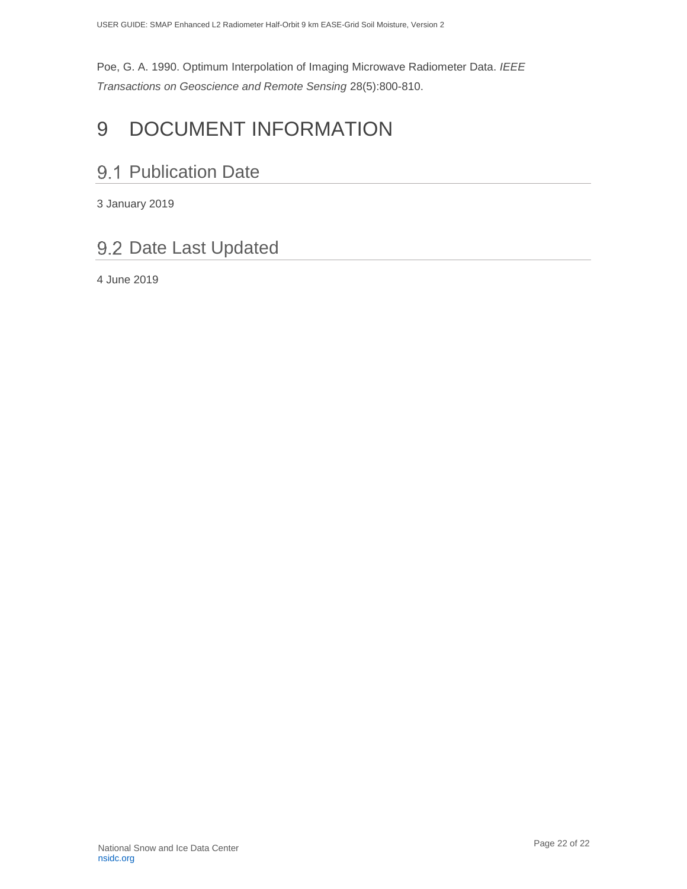Poe, G. A. 1990. Optimum Interpolation of Imaging Microwave Radiometer Data. *IEEE Transactions on Geoscience and Remote Sensing* 28(5):800-810.

# 9 DOCUMENT INFORMATION

## 9.1 Publication Date

3 January 2019

## 9.2 Date Last Updated

4 June 2019